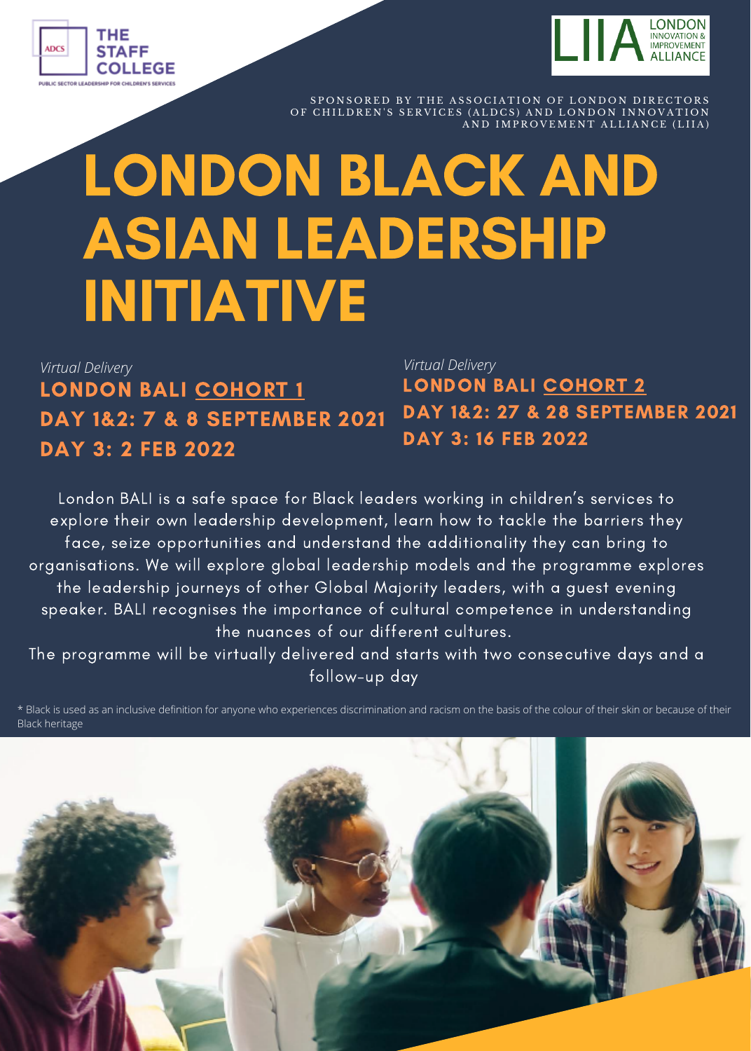THE STAFF COLLEGE

PUBLIC SECTOR LEADERSHIP FOR CHILDREN'S SERVICES

LONDON INNOVATION & IMPROVEMENT ALLIANCE

SPONSORED BY THE ASSOCIATION OF LONDON DIRECTORS OF CHILDREN'S SERVICES (ALDCS) AND LONDON INNOVATION AND IMPROVEMENT ALLIANCE (LIIA)

# LONDON BLACK AND ASIAN LEADERSHIP INITIATIVE

*Virtual Delivery*

**LONDON BALI COHORT 1**

**DAY 1&2: 7 & 8 SEPTEMBER 2021**

**DAY 3: 2 FEB 2022**

*Virtual Delivery*

**LONDON BALI COHORT 2**

**DAY 1&2: 27 & 28 SEPTEMBER 2021**

**DAY 3: 16 FEB 2022**

London BALI is a safe space for Black leaders working in children's services to explore their own leadership development, learn how to tackle the barriers they face, seize opportunities and understand the additionality they can bring to organisations. We will explore global leadership models and the programme explores the leadership journeys of other Global Majority leaders, with a guest evening speaker. BALI recognises the importance of cultural competence in understanding the nuances of our different cultures.

The programme will be virtually delivered and starts with two consecutive days and a follow-up day

* Black is used as an inclusive definition for anyone who experiences discrimination and racism on the basis of the colour of their skin or because of their Black heritage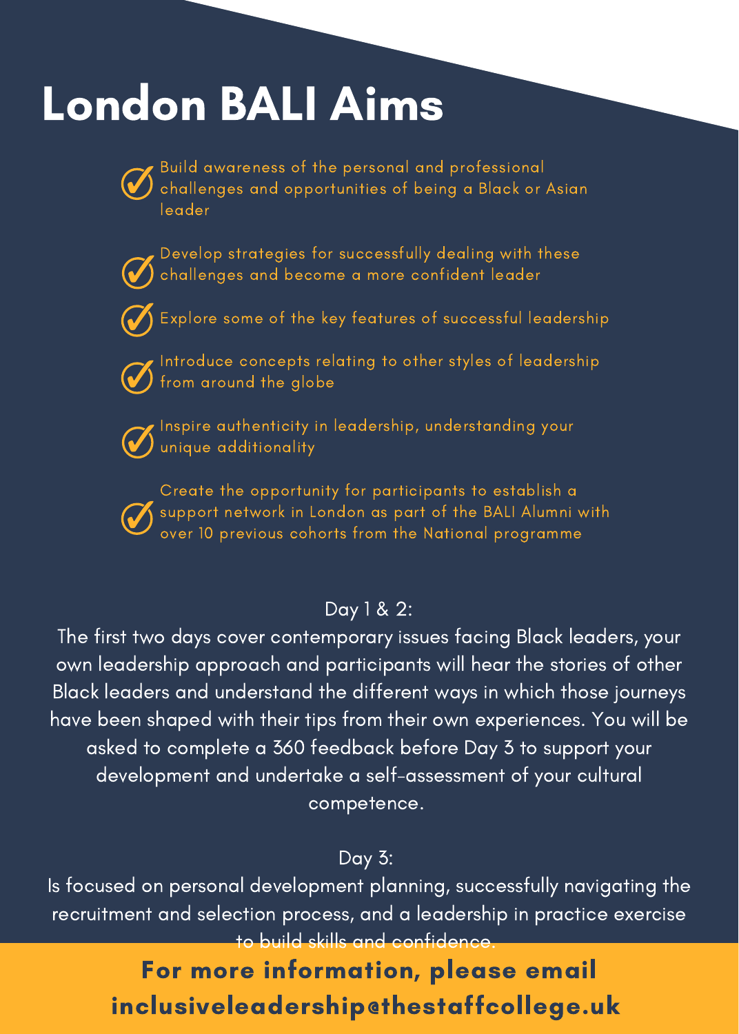# London BALI Aims

- Build awareness of the personal and professional challenges and opportunities of being a Black or Asian leader
- Develop strategies for successfully dealing with these challenges and become a more confident leader
- Explore some of the key features of successful leadership
- Introduce concepts relating to other styles of leadership from around the globe
- Inspire authenticity in leadership, understanding your unique additionality
- Create the opportunity for participants to establish a support network in London as part of the BALI Alumni with over 10 previous cohorts from the National programme

Day 1 & 2:

The first two days cover contemporary issues facing Black leaders, your own leadership approach and participants will hear the stories of other Black leaders and understand the different ways in which those journeys have been shaped with their tips from their own experiences. You will be asked to complete a 360 feedback before Day 3 to support your development and undertake a self-assessment of your cultural competence.

Day 3:

Is focused on personal development planning, successfully navigating the recruitment and selection process, and a leadership in practice exercise to build skills and confidence.

**For more information, please email inclusiveleadership@thestaffcollege.uk**